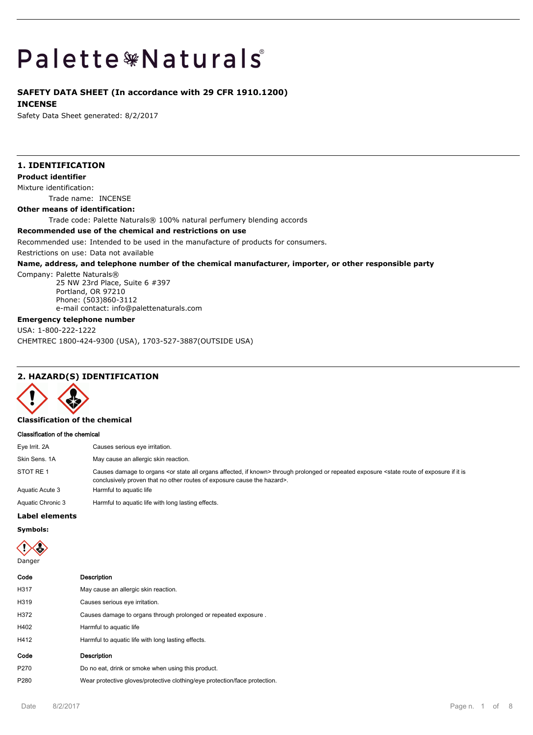# Palette Naturals®

**SAFETY DATA SHEET (In accordance with 29 CFR 1910.1200)**

**INCENSE**

Safety Data Sheet generated: 8/2/2017

## 1. IDENTIFICATION

**Product identifier**

Mixture identification:

Trade name: INCENSE

**Other means of identification:**

Trade code: Palette Naturals® 100% natural perfumery blending accords

**Recommended use of the chemical and restrictions on use**

Recommended use: Intended to be used in the manufacture of products for consumers.

Restrictions on use: Data not available

**Name, address, and telephone number of the chemical manufacturer, importer, or other responsible party**

Company: Palette Naturals®
25 NW 23rd Place, Suite 6 #397
Portland, OR 97210
Phone: (503)860-3112
e-mail contact: info@palettenaturals.com

**Emergency telephone number**

USA: 1-800-222-1222

CHEMTREC 1800-424-9300 (USA), 1703-527-3887(OUTSIDE USA)

## 2. HAZARD(S) IDENTIFICATION

**Classification of the chemical**

**Classification of the chemical**

| | |
|---|---|
| Eye Irrit. 2A | Causes serious eye irritation. |
| Skin Sens. 1A | May cause an allergic skin reaction. |
| STOT RE 1 | Causes damage to organs <or state all organs affected, if known> through prolonged or repeated exposure <state route of exposure if it is conclusively proven that no other routes of exposure cause the hazard>. |
| Aquatic Acute 3 | Harmful to aquatic life |
| Aquatic Chronic 3 | Harmful to aquatic life with long lasting effects. |

**Label elements**

**Symbols:**

Danger

| Code | Description |
|---|---|
| H317 | May cause an allergic skin reaction. |
| H319 | Causes serious eye irritation. |
| H372 | Causes damage to organs through prolonged or repeated exposure . |
| H402 | Harmful to aquatic life |
| H412 | Harmful to aquatic life with long lasting effects. |

| Code | Description |
|---|---|
| P270 | Do no eat, drink or smoke when using this product. |
| P280 | Wear protective gloves/protective clothing/eye protection/face protection. |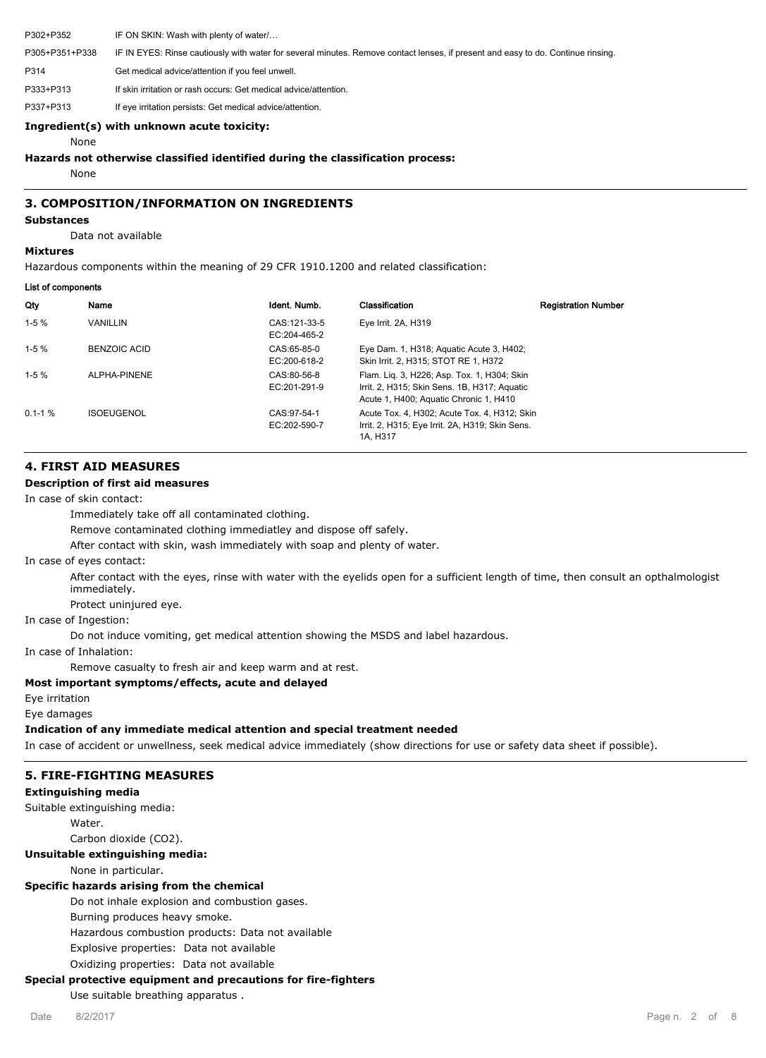| | |
|---|---|
| P302+P352 | IF ON SKIN: Wash with plenty of water/… |
| P305+P351+P338 | IF IN EYES: Rinse cautiously with water for several minutes. Remove contact lenses, if present and easy to do. Continue rinsing. |
| P314 | Get medical advice/attention if you feel unwell. |
| P333+P313 | If skin irritation or rash occurs: Get medical advice/attention. |
| P337+P313 | If eye irritation persists: Get medical advice/attention. |

**Ingredient(s) with unknown acute toxicity:**

None

**Hazards not otherwise classified identified during the classification process:**

None

## 3. COMPOSITION/INFORMATION ON INGREDIENTS

**Substances**

Data not available

**Mixtures**

Hazardous components within the meaning of 29 CFR 1910.1200 and related classification:

**List of components**

| Qty | Name | Ident. Numb. | Classification | Registration Number |
|---|---|---|---|---|
| 1-5 % | VANILLIN | CAS:121-33-5 EC:204-465-2 | Eye Irrit. 2A, H319 | |
| 1-5 % | BENZOIC ACID | CAS:65-85-0 EC:200-618-2 | Eye Dam. 1, H318; Aquatic Acute 3, H402; Skin Irrit. 2, H315; STOT RE 1, H372 | |
| 1-5 % | ALPHA-PINENE | CAS:80-56-8 EC:201-291-9 | Flam. Liq. 3, H226; Asp. Tox. 1, H304; Skin Irrit. 2, H315; Skin Sens. 1B, H317; Aquatic Acute 1, H400; Aquatic Chronic 1, H410 | |
| 0.1-1 % | ISOEUGENOL | CAS:97-54-1 EC:202-590-7 | Acute Tox. 4, H302; Acute Tox. 4, H312; Skin Irrit. 2, H315; Eye Irrit. 2A, H319; Skin Sens. 1A, H317 | |

## 4. FIRST AID MEASURES

**Description of first aid measures**

In case of skin contact:

Immediately take off all contaminated clothing.

Remove contaminated clothing immediatley and dispose off safely.

After contact with skin, wash immediately with soap and plenty of water.

In case of eyes contact:

After contact with the eyes, rinse with water with the eyelids open for a sufficient length of time, then consult an opthalmologist immediately.

Protect uninjured eye.

In case of Ingestion:

Do not induce vomiting, get medical attention showing the MSDS and label hazardous.

In case of Inhalation:

Remove casualty to fresh air and keep warm and at rest.

**Most important symptoms/effects, acute and delayed**

Eye irritation

Eye damages

**Indication of any immediate medical attention and special treatment needed**

In case of accident or unwellness, seek medical advice immediately (show directions for use or safety data sheet if possible).

## 5. FIRE-FIGHTING MEASURES

**Extinguishing media**

Suitable extinguishing media:

Water.

Carbon dioxide ($CO_2$).

**Unsuitable extinguishing media:**

None in particular.

**Specific hazards arising from the chemical**

Do not inhale explosion and combustion gases.

Burning produces heavy smoke.

Hazardous combustion products: Data not available

Explosive properties: Data not available

Oxidizing properties: Data not available

**Special protective equipment and precautions for fire-fighters**

Use suitable breathing apparatus .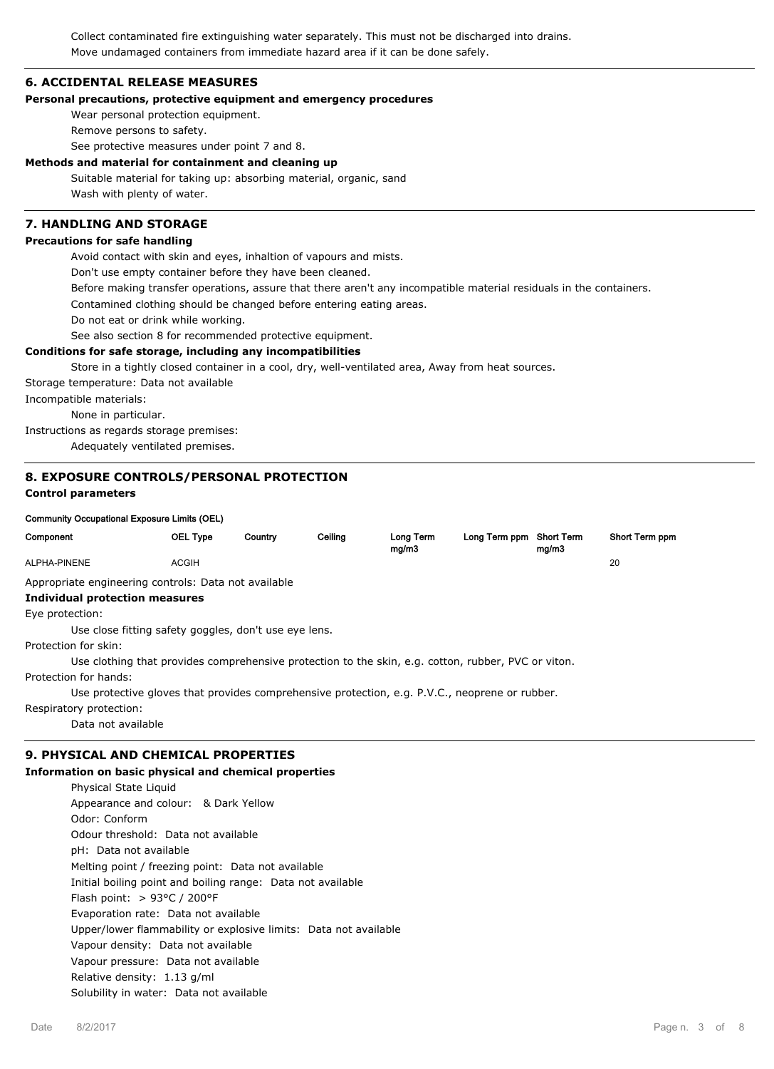Collect contaminated fire extinguishing water separately. This must not be discharged into drains.

Move undamaged containers from immediate hazard area if it can be done safely.

## 6. ACCIDENTAL RELEASE MEASURES

**Personal precautions, protective equipment and emergency procedures**

Wear personal protection equipment.

Remove persons to safety.

See protective measures under point 7 and 8.

**Methods and material for containment and cleaning up**

Suitable material for taking up: absorbing material, organic, sand

Wash with plenty of water.

## 7. HANDLING AND STORAGE

**Precautions for safe handling**

Avoid contact with skin and eyes, inhaltion of vapours and mists.

Don't use empty container before they have been cleaned.

Before making transfer operations, assure that there aren't any incompatible material residuals in the containers.

Contamined clothing should be changed before entering eating areas.

Do not eat or drink while working.

See also section 8 for recommended protective equipment.

**Conditions for safe storage, including any incompatibilities**

Store in a tightly closed container in a cool, dry, well-ventilated area, Away from heat sources.

Storage temperature: Data not available

Incompatible materials:

None in particular.

Instructions as regards storage premises:

Adequately ventilated premises.

## 8. EXPOSURE CONTROLS/PERSONAL PROTECTION

**Control parameters**

**Community Occupational Exposure Limits (OEL)**

| Component | OEL Type | Country | Ceiling | Long Term mg/m3 | Long Term ppm | Short Term mg/m3 | Short Term ppm |
|---|---|---|---|---|---|---|---|
| ALPHA-PINENE | ACGIH | | | | | | 20 |

Appropriate engineering controls: Data not available

**Individual protection measures**

Eye protection:

Use close fitting safety goggles, don't use eye lens.

Protection for skin:

Use clothing that provides comprehensive protection to the skin, e.g. cotton, rubber, PVC or viton.

Protection for hands:

Use protective gloves that provides comprehensive protection, e.g. P.V.C., neoprene or rubber.

Respiratory protection:

Data not available

## 9. PHYSICAL AND CHEMICAL PROPERTIES

**Information on basic physical and chemical properties**

Physical State Liquid

Appearance and colour: & Dark Yellow

Odor: Conform

Odour threshold: Data not available

pH: Data not available

Melting point / freezing point: Data not available

Initial boiling point and boiling range: Data not available

Flash point: > 93°C / 200°F

Evaporation rate: Data not available

Upper/lower flammability or explosive limits: Data not available

Vapour density: Data not available

Vapour pressure: Data not available

Relative density: 1.13 g/ml

Solubility in water: Data not available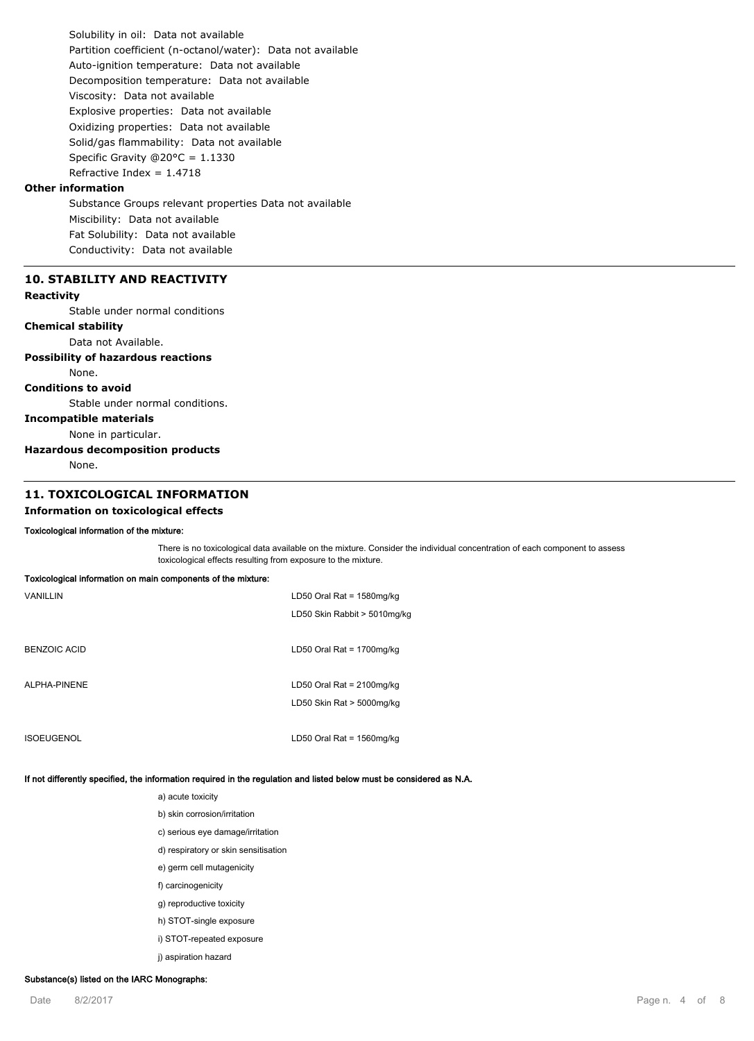Solubility in oil:  Data not available

Partition coefficient (n-octanol/water):  Data not available

Auto-ignition temperature:  Data not available

Decomposition temperature:  Data not available

Viscosity:  Data not available

Explosive properties:  Data not available

Oxidizing properties:  Data not available

Solid/gas flammability:  Data not available

Specific Gravity @20°C = 1.1330

Refractive Index = 1.4718

**Other information**

Substance Groups relevant properties Data not available

Miscibility:  Data not available

Fat Solubility:  Data not available

Conductivity:  Data not available

## 10. STABILITY AND REACTIVITY

**Reactivity**

Stable under normal conditions

**Chemical stability**

Data not Available.

**Possibility of hazardous reactions**

None.

**Conditions to avoid**

Stable under normal conditions.

**Incompatible materials**

None in particular.

**Hazardous decomposition products**

None.

## 11. TOXICOLOGICAL INFORMATION

**Information on toxicological effects**

**Toxicological information of the mixture:**

There is no toxicological data available on the mixture. Consider the individual concentration of each component to assess toxicological effects resulting from exposure to the mixture.

**Toxicological information on main components of the mixture:**

| | |
|---|---|
| VANILLIN | LD50 Oral Rat = 1580mg/kg |
| | LD50 Skin Rabbit > 5010mg/kg |
| BENZOIC ACID | LD50 Oral Rat = 1700mg/kg |
| ALPHA-PINENE | LD50 Oral Rat = 2100mg/kg |
| | LD50 Skin Rat > 5000mg/kg |
| ISOEUGENOL | LD50 Oral Rat = 1560mg/kg |

**If not differently specified, the information required in the regulation and listed below must be considered as N.A.**

a) acute toxicity

b) skin corrosion/irritation

c) serious eye damage/irritation

d) respiratory or skin sensitisation

e) germ cell mutagenicity

f) carcinogenicity

g) reproductive toxicity

h) STOT-single exposure

i) STOT-repeated exposure

j) aspiration hazard

**Substance(s) listed on the IARC Monographs:**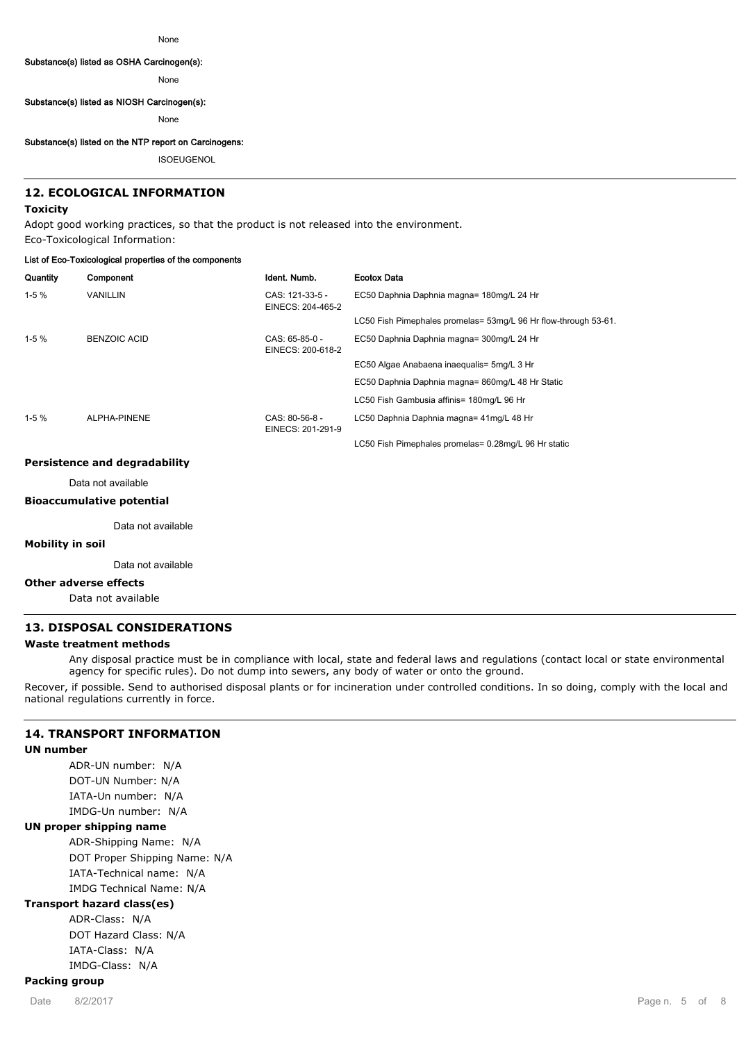None

**Substance(s) listed as OSHA Carcinogen(s):**

None

**Substance(s) listed as NIOSH Carcinogen(s):**

None

**Substance(s) listed on the NTP report on Carcinogens:**

ISOEUGENOL

## 12. ECOLOGICAL INFORMATION

### Toxicity

Adopt good working practices, so that the product is not released into the environment.

Eco-Toxicological Information:

**List of Eco-Toxicological properties of the components**

| Quantity | Component | Ident. Numb. | Ecotox Data |
| --- | --- | --- | --- |
| 1-5 % | VANILLIN | CAS: 121-33-5 - EINECS: 204-465-2 | EC50 Daphnia Daphnia magna= 180mg/L 24 Hr |
| | | | LC50 Fish Pimephales promelas= 53mg/L 96 Hr flow-through 53-61. |
| 1-5 % | BENZOIC ACID | CAS: 65-85-0 - EINECS: 200-618-2 | EC50 Daphnia Daphnia magna= 300mg/L 24 Hr |
| | | | EC50 Algae Anabaena inaequalis= 5mg/L 3 Hr |
| | | | EC50 Daphnia Daphnia magna= 860mg/L 48 Hr Static |
| | | | LC50 Fish Gambusia affinis= 180mg/L 96 Hr |
| 1-5 % | ALPHA-PINENE | CAS: 80-56-8 - EINECS: 201-291-9 | LC50 Daphnia Daphnia magna= 41mg/L 48 Hr |
| | | | LC50 Fish Pimephales promelas= 0.28mg/L 96 Hr static |

### Persistence and degradability

Data not available

### Bioaccumulative potential

Data not available

### Mobility in soil

Data not available

### Other adverse effects

Data not available

## 13. DISPOSAL CONSIDERATIONS

### Waste treatment methods

Any disposal practice must be in compliance with local, state and federal laws and regulations (contact local or state environmental agency for specific rules). Do not dump into sewers, any body of water or onto the ground.

Recover, if possible. Send to authorised disposal plants or for incineration under controlled conditions. In so doing, comply with the local and national regulations currently in force.

## 14. TRANSPORT INFORMATION

### UN number

ADR-UN number: N/A
DOT-UN Number: N/A
IATA-Un number: N/A
IMDG-Un number: N/A

### UN proper shipping name

ADR-Shipping Name: N/A
DOT Proper Shipping Name: N/A
IATA-Technical name: N/A
IMDG Technical Name: N/A

### Transport hazard class(es)

ADR-Class: N/A
DOT Hazard Class: N/A
IATA-Class: N/A
IMDG-Class: N/A

### Packing group

Date 8/2/2017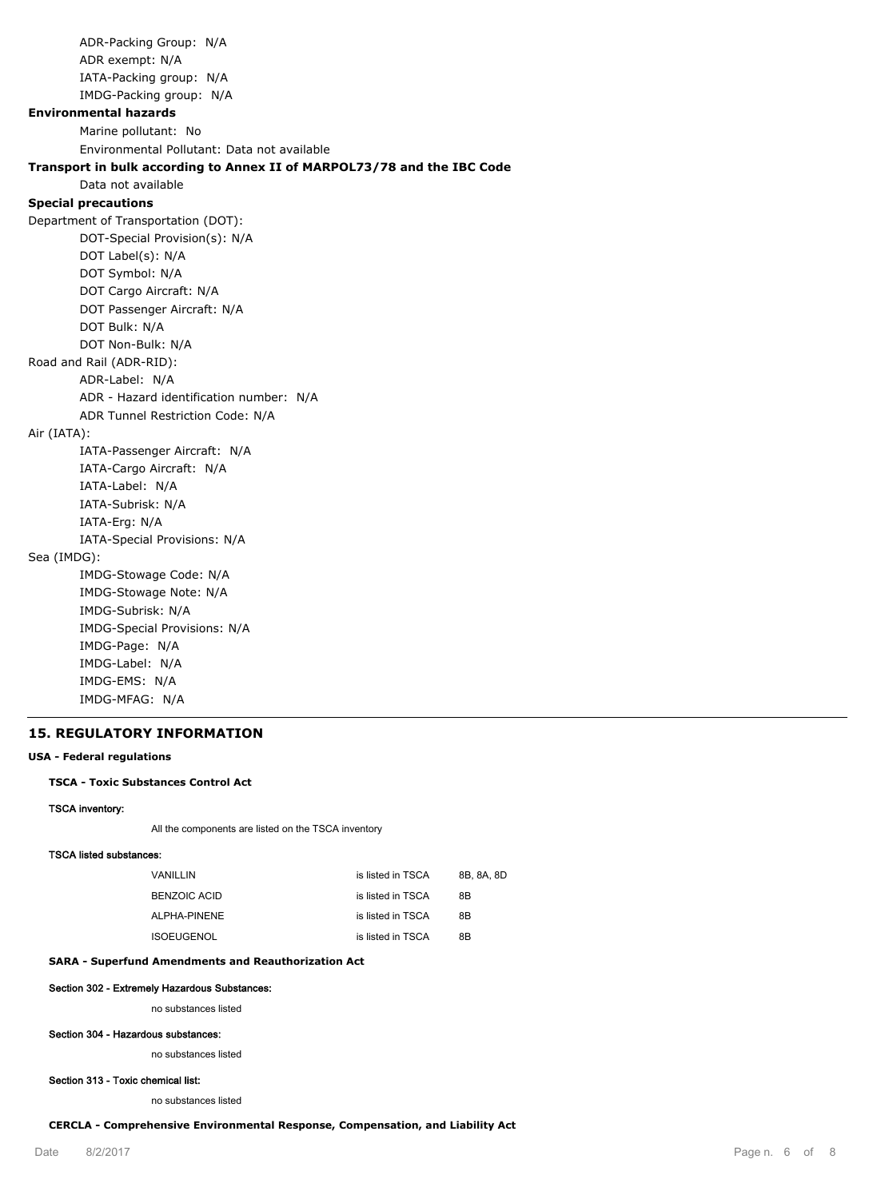ADR-Packing Group: N/A
ADR exempt: N/A
IATA-Packing group: N/A
IMDG-Packing group: N/A

**Environmental hazards**

Marine pollutant: No
Environmental Pollutant: Data not available

**Transport in bulk according to Annex II of MARPOL73/78 and the IBC Code**

Data not available

**Special precautions**

Department of Transportation (DOT):
DOT-Special Provision(s): N/A
DOT Label(s): N/A
DOT Symbol: N/A
DOT Cargo Aircraft: N/A
DOT Passenger Aircraft: N/A
DOT Bulk: N/A
DOT Non-Bulk: N/A

Road and Rail (ADR-RID):
ADR-Label: N/A
ADR - Hazard identification number: N/A
ADR Tunnel Restriction Code: N/A

Air (IATA):
IATA-Passenger Aircraft: N/A
IATA-Cargo Aircraft: N/A
IATA-Label: N/A
IATA-Subrisk: N/A
IATA-Erg: N/A
IATA-Special Provisions: N/A

Sea (IMDG):
IMDG-Stowage Code: N/A
IMDG-Stowage Note: N/A
IMDG-Subrisk: N/A
IMDG-Special Provisions: N/A
IMDG-Page: N/A
IMDG-Label: N/A
IMDG-EMS: N/A
IMDG-MFAG: N/A

## 15. REGULATORY INFORMATION

### USA - Federal regulations

#### TSCA - Toxic Substances Control Act

**TSCA inventory:**

All the components are listed on the TSCA inventory

**TSCA listed substances:**

| | | |
|---|---|---|
| VANILLIN | is listed in TSCA | 8B, 8A, 8D |
| BENZOIC ACID | is listed in TSCA | 8B |
| ALPHA-PINENE | is listed in TSCA | 8B |
| ISOEUGENOL | is listed in TSCA | 8B |

#### SARA - Superfund Amendments and Reauthorization Act

**Section 302 - Extremely Hazardous Substances:**

no substances listed

**Section 304 - Hazardous substances:**

no substances listed

**Section 313 - Toxic chemical list:**

no substances listed

#### CERCLA - Comprehensive Environmental Response, Compensation, and Liability Act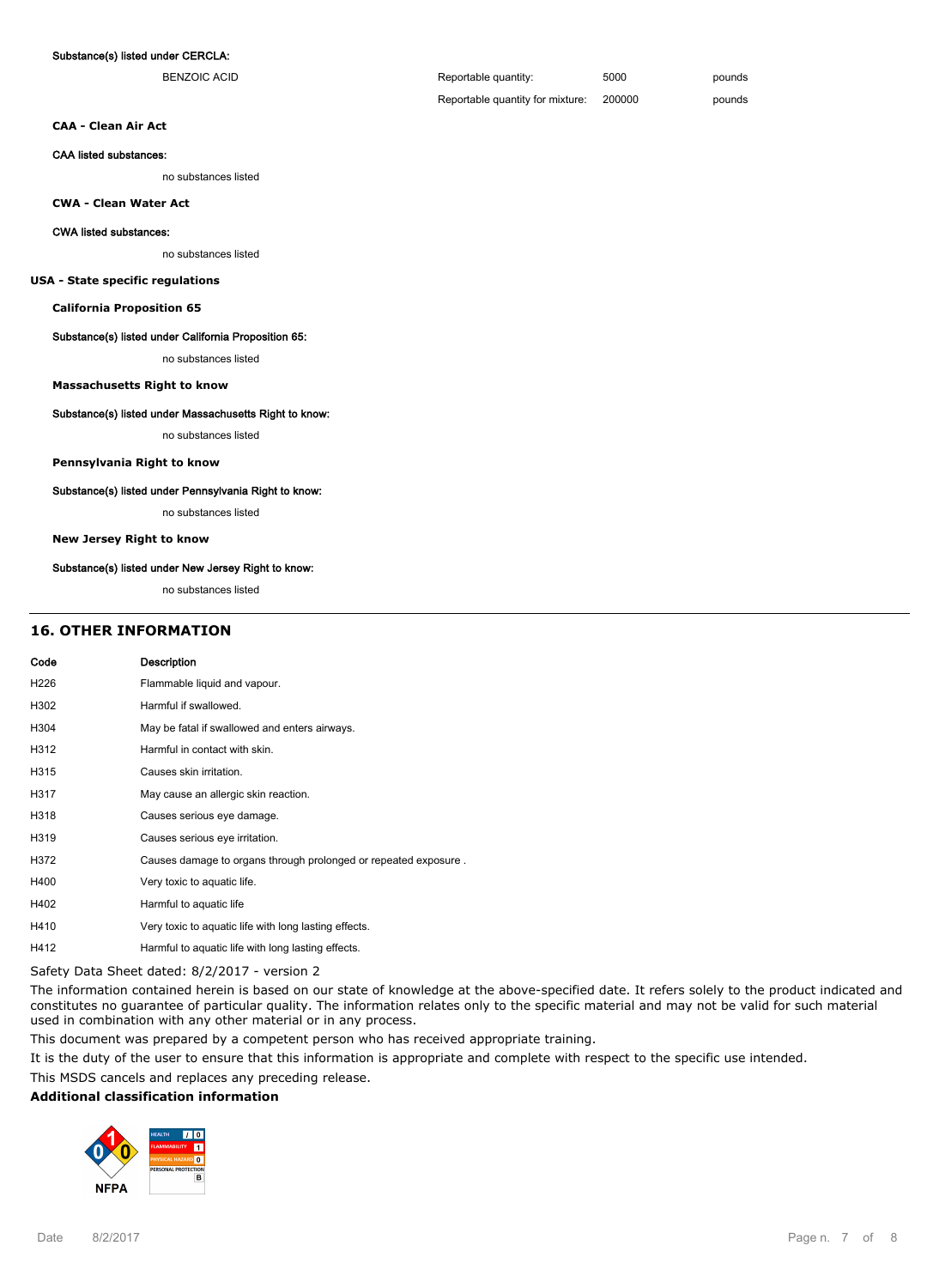**Substance(s) listed under CERCLA:**

| | | | |
|---|---|---|---|
| BENZOIC ACID | Reportable quantity: | 5000 | pounds |
| | Reportable quantity for mixture: | 200000 | pounds |

**CAA - Clean Air Act**

**CAA listed substances:**

no substances listed

**CWA - Clean Water Act**

**CWA listed substances:**

no substances listed

**USA - State specific regulations**

**California Proposition 65**

**Substance(s) listed under California Proposition 65:**

no substances listed

**Massachusetts Right to know**

**Substance(s) listed under Massachusetts Right to know:**

no substances listed

**Pennsylvania Right to know**

**Substance(s) listed under Pennsylvania Right to know:**

no substances listed

**New Jersey Right to know**

**Substance(s) listed under New Jersey Right to know:**

no substances listed

## 16. OTHER INFORMATION

| Code | Description |
|---|---|
| H226 | Flammable liquid and vapour. |
| H302 | Harmful if swallowed. |
| H304 | May be fatal if swallowed and enters airways. |
| H312 | Harmful in contact with skin. |
| H315 | Causes skin irritation. |
| H317 | May cause an allergic skin reaction. |
| H318 | Causes serious eye damage. |
| H319 | Causes serious eye irritation. |
| H372 | Causes damage to organs through prolonged or repeated exposure . |
| H400 | Very toxic to aquatic life. |
| H402 | Harmful to aquatic life |
| H410 | Very toxic to aquatic life with long lasting effects. |
| H412 | Harmful to aquatic life with long lasting effects. |

Safety Data Sheet dated: 8/2/2017 - version 2

The information contained herein is based on our state of knowledge at the above-specified date. It refers solely to the product indicated and constitutes no guarantee of particular quality. The information relates only to the specific material and may not be valid for such material used in combination with any other material or in any process.

This document was prepared by a competent person who has received appropriate training.

It is the duty of the user to ensure that this information is appropriate and complete with respect to the specific use intended.

This MSDS cancels and replaces any preceding release.

**Additional classification information**

NFPA: Health 0, Flammability 1, Reactivity 0

| | | |
|---|---|---|
| HEALTH | / | 0 |
| FLAMMABILITY | | 1 |
| PHYSICAL HAZARD | | 0 |
| PERSONAL PROTECTION | | B |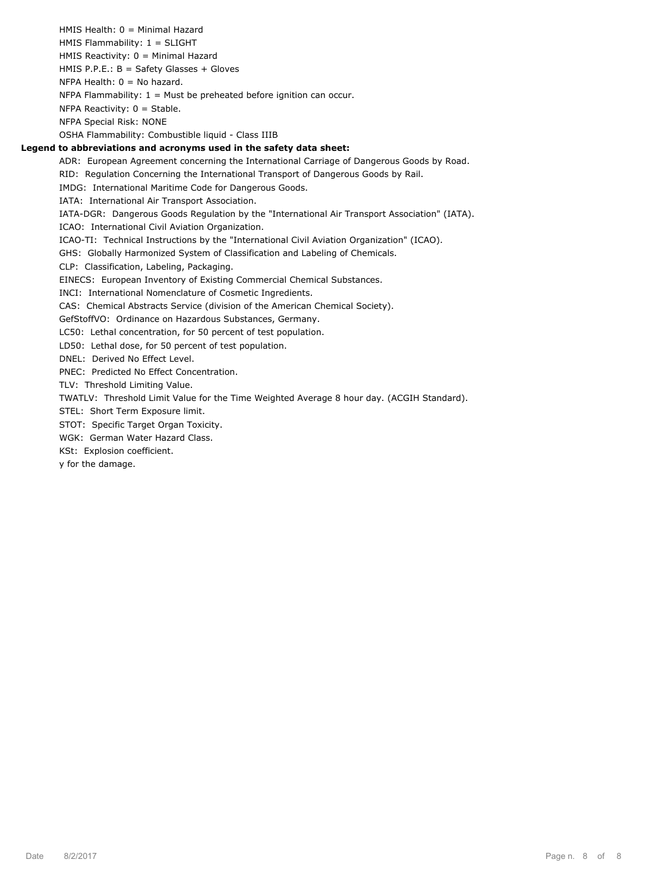HMIS Health: 0 = Minimal Hazard

HMIS Flammability: 1 = SLIGHT

HMIS Reactivity: 0 = Minimal Hazard

HMIS P.P.E.: B = Safety Glasses + Gloves

NFPA Health: 0 = No hazard.

NFPA Flammability: 1 = Must be preheated before ignition can occur.

NFPA Reactivity: 0 = Stable.

NFPA Special Risk: NONE

OSHA Flammability: Combustible liquid - Class IIIB

**Legend to abbreviations and acronyms used in the safety data sheet:**

ADR: European Agreement concerning the International Carriage of Dangerous Goods by Road.

RID: Regulation Concerning the International Transport of Dangerous Goods by Rail.

IMDG: International Maritime Code for Dangerous Goods.

IATA: International Air Transport Association.

IATA-DGR: Dangerous Goods Regulation by the "International Air Transport Association" (IATA).

ICAO: International Civil Aviation Organization.

ICAO-TI: Technical Instructions by the "International Civil Aviation Organization" (ICAO).

GHS: Globally Harmonized System of Classification and Labeling of Chemicals.

CLP: Classification, Labeling, Packaging.

EINECS: European Inventory of Existing Commercial Chemical Substances.

INCI: International Nomenclature of Cosmetic Ingredients.

CAS: Chemical Abstracts Service (division of the American Chemical Society).

GefStoffVO: Ordinance on Hazardous Substances, Germany.

LC50: Lethal concentration, for 50 percent of test population.

LD50: Lethal dose, for 50 percent of test population.

DNEL: Derived No Effect Level.

PNEC: Predicted No Effect Concentration.

TLV: Threshold Limiting Value.

TWATLV: Threshold Limit Value for the Time Weighted Average 8 hour day. (ACGIH Standard).

STEL: Short Term Exposure limit.

STOT: Specific Target Organ Toxicity.

WGK: German Water Hazard Class.

KSt: Explosion coefficient.

y for the damage.

Date 8/2/2017